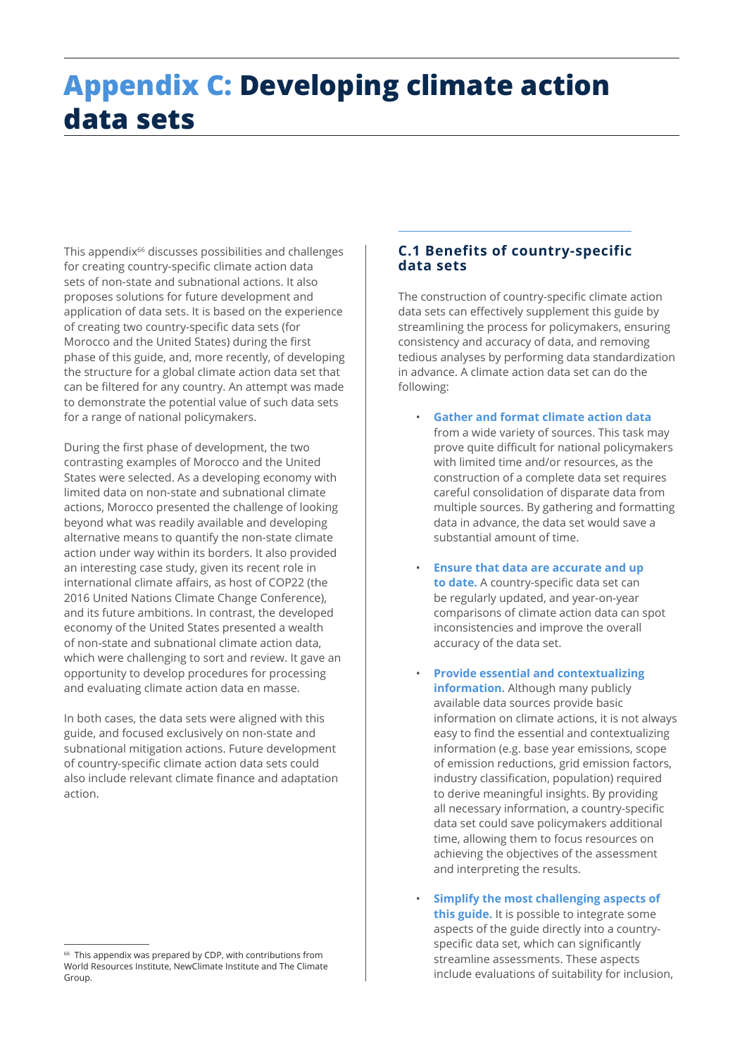# Appendix C: Developing climate action data sets

This appendix[66] discusses possibilities and challenges for creating country-specific climate action data sets of non-state and subnational actions. It also proposes solutions for future development and application of data sets. It is based on the experience of creating two country-specific data sets (for Morocco and the United States) during the first phase of this guide, and, more recently, of developing the structure for a global climate action data set that can be filtered for any country. An attempt was made to demonstrate the potential value of such data sets for a range of national policymakers.

During the first phase of development, the two contrasting examples of Morocco and the United States were selected. As a developing economy with limited data on non-state and subnational climate actions, Morocco presented the challenge of looking beyond what was readily available and developing alternative means to quantify the non-state climate action under way within its borders. It also provided an interesting case study, given its recent role in international climate affairs, as host of COP22 (the 2016 United Nations Climate Change Conference), and its future ambitions. In contrast, the developed economy of the United States presented a wealth of non-state and subnational climate action data, which were challenging to sort and review. It gave an opportunity to develop procedures for processing and evaluating climate action data en masse.

In both cases, the data sets were aligned with this guide, and focused exclusively on non-state and subnational mitigation actions. Future development of country-specific climate action data sets could also include relevant climate finance and adaptation action.

## C.1 Benefits of country-specific data sets

The construction of country-specific climate action data sets can effectively supplement this guide by streamlining the process for policymakers, ensuring consistency and accuracy of data, and removing tedious analyses by performing data standardization in advance. A climate action data set can do the following:

- **Gather and format climate action data** from a wide variety of sources. This task may prove quite difficult for national policymakers with limited time and/or resources, as the construction of a complete data set requires careful consolidation of disparate data from multiple sources. By gathering and formatting data in advance, the data set would save a substantial amount of time.
- **Ensure that data are accurate and up to date.** A country-specific data set can be regularly updated, and year-on-year comparisons of climate action data can spot inconsistencies and improve the overall accuracy of the data set.
- **Provide essential and contextualizing information.** Although many publicly available data sources provide basic information on climate actions, it is not always easy to find the essential and contextualizing information (e.g. base year emissions, scope of emission reductions, grid emission factors, industry classification, population) required to derive meaningful insights. By providing all necessary information, a country-specific data set could save policymakers additional time, allowing them to focus resources on achieving the objectives of the assessment and interpreting the results.
- **Simplify the most challenging aspects of this guide.** It is possible to integrate some aspects of the guide directly into a country-specific data set, which can significantly streamline assessments. These aspects include evaluations of suitability for inclusion,

[66] This appendix was prepared by CDP, with contributions from World Resources Institute, NewClimate Institute and The Climate Group.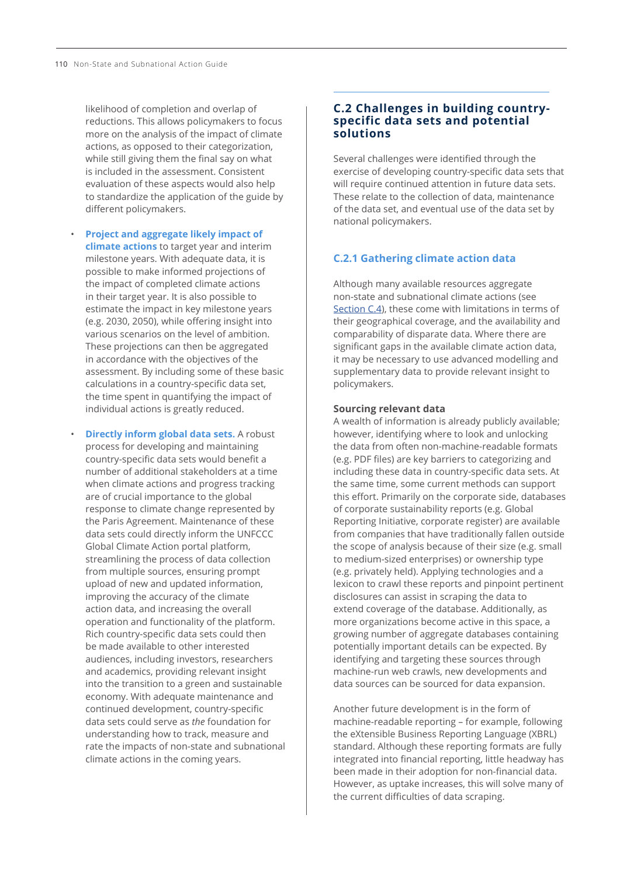likelihood of completion and overlap of reductions. This allows policymakers to focus more on the analysis of the impact of climate actions, as opposed to their categorization, while still giving them the final say on what is included in the assessment. Consistent evaluation of these aspects would also help to standardize the application of the guide by different policymakers.

- **Project and aggregate likely impact of climate actions** to target year and interim milestone years. With adequate data, it is possible to make informed projections of the impact of completed climate actions in their target year. It is also possible to estimate the impact in key milestone years (e.g. 2030, 2050), while offering insight into various scenarios on the level of ambition. These projections can then be aggregated in accordance with the objectives of the assessment. By including some of these basic calculations in a country-specific data set, the time spent in quantifying the impact of individual actions is greatly reduced.

- **Directly inform global data sets.** A robust process for developing and maintaining country-specific data sets would benefit a number of additional stakeholders at a time when climate actions and progress tracking are of crucial importance to the global response to climate change represented by the Paris Agreement. Maintenance of these data sets could directly inform the UNFCCC Global Climate Action portal platform, streamlining the process of data collection from multiple sources, ensuring prompt upload of new and updated information, improving the accuracy of the climate action data, and increasing the overall operation and functionality of the platform. Rich country-specific data sets could then be made available to other interested audiences, including investors, researchers and academics, providing relevant insight into the transition to a green and sustainable economy. With adequate maintenance and continued development, country-specific data sets could serve as *the* foundation for understanding how to track, measure and rate the impacts of non-state and subnational climate actions in the coming years.

## C.2 Challenges in building country-specific data sets and potential solutions

Several challenges were identified through the exercise of developing country-specific data sets that will require continued attention in future data sets. These relate to the collection of data, maintenance of the data set, and eventual use of the data set by national policymakers.

### C.2.1 Gathering climate action data

Although many available resources aggregate non-state and subnational climate actions (see Section C.4), these come with limitations in terms of their geographical coverage, and the availability and comparability of disparate data. Where there are significant gaps in the available climate action data, it may be necessary to use advanced modelling and supplementary data to provide relevant insight to policymakers.

**Sourcing relevant data**

A wealth of information is already publicly available; however, identifying where to look and unlocking the data from often non-machine-readable formats (e.g. PDF files) are key barriers to categorizing and including these data in country-specific data sets. At the same time, some current methods can support this effort. Primarily on the corporate side, databases of corporate sustainability reports (e.g. Global Reporting Initiative, corporate register) are available from companies that have traditionally fallen outside the scope of analysis because of their size (e.g. small to medium-sized enterprises) or ownership type (e.g. privately held). Applying technologies and a lexicon to crawl these reports and pinpoint pertinent disclosures can assist in scraping the data to extend coverage of the database. Additionally, as more organizations become active in this space, a growing number of aggregate databases containing potentially important details can be expected. By identifying and targeting these sources through machine-run web crawls, new developments and data sources can be sourced for data expansion.

Another future development is in the form of machine-readable reporting – for example, following the eXtensible Business Reporting Language (XBRL) standard. Although these reporting formats are fully integrated into financial reporting, little headway has been made in their adoption for non-financial data. However, as uptake increases, this will solve many of the current difficulties of data scraping.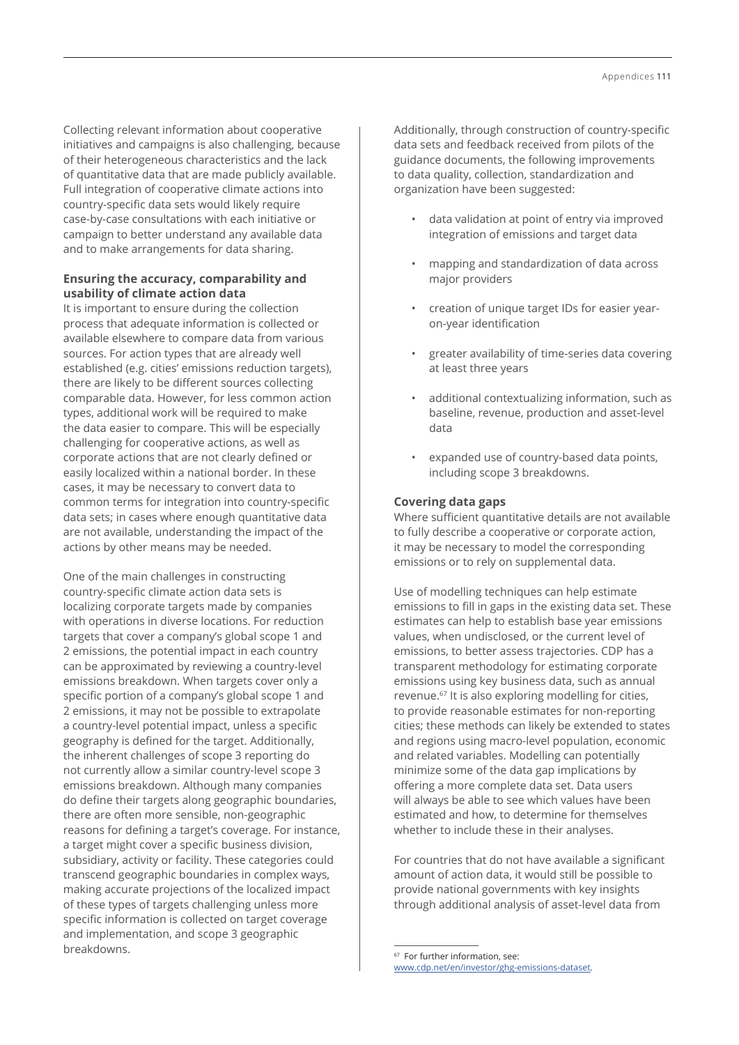Collecting relevant information about cooperative initiatives and campaigns is also challenging, because of their heterogeneous characteristics and the lack of quantitative data that are made publicly available. Full integration of cooperative climate actions into country-specific data sets would likely require case-by-case consultations with each initiative or campaign to better understand any available data and to make arrangements for data sharing.

**Ensuring the accuracy, comparability and usability of climate action data**

It is important to ensure during the collection process that adequate information is collected or available elsewhere to compare data from various sources. For action types that are already well established (e.g. cities' emissions reduction targets), there are likely to be different sources collecting comparable data. However, for less common action types, additional work will be required to make the data easier to compare. This will be especially challenging for cooperative actions, as well as corporate actions that are not clearly defined or easily localized within a national border. In these cases, it may be necessary to convert data to common terms for integration into country-specific data sets; in cases where enough quantitative data are not available, understanding the impact of the actions by other means may be needed.

One of the main challenges in constructing country-specific climate action data sets is localizing corporate targets made by companies with operations in diverse locations. For reduction targets that cover a company's global scope 1 and 2 emissions, the potential impact in each country can be approximated by reviewing a country-level emissions breakdown. When targets cover only a specific portion of a company's global scope 1 and 2 emissions, it may not be possible to extrapolate a country-level potential impact, unless a specific geography is defined for the target. Additionally, the inherent challenges of scope 3 reporting do not currently allow a similar country-level scope 3 emissions breakdown. Although many companies do define their targets along geographic boundaries, there are often more sensible, non-geographic reasons for defining a target's coverage. For instance, a target might cover a specific business division, subsidiary, activity or facility. These categories could transcend geographic boundaries in complex ways, making accurate projections of the localized impact of these types of targets challenging unless more specific information is collected on target coverage and implementation, and scope 3 geographic breakdowns.

Additionally, through construction of country-specific data sets and feedback received from pilots of the guidance documents, the following improvements to data quality, collection, standardization and organization have been suggested:

- data validation at point of entry via improved integration of emissions and target data
- mapping and standardization of data across major providers
- creation of unique target IDs for easier year-on-year identification
- greater availability of time-series data covering at least three years
- additional contextualizing information, such as baseline, revenue, production and asset-level data
- expanded use of country-based data points, including scope 3 breakdowns.

**Covering data gaps**

Where sufficient quantitative details are not available to fully describe a cooperative or corporate action, it may be necessary to model the corresponding emissions or to rely on supplemental data.

Use of modelling techniques can help estimate emissions to fill in gaps in the existing data set. These estimates can help to establish base year emissions values, when undisclosed, or the current level of emissions, to better assess trajectories. CDP has a transparent methodology for estimating corporate emissions using key business data, such as annual revenue.[67] It is also exploring modelling for cities, to provide reasonable estimates for non-reporting cities; these methods can likely be extended to states and regions using macro-level population, economic and related variables. Modelling can potentially minimize some of the data gap implications by offering a more complete data set. Data users will always be able to see which values have been estimated and how, to determine for themselves whether to include these in their analyses.

For countries that do not have available a significant amount of action data, it would still be possible to provide national governments with key insights through additional analysis of asset-level data from

[67] For further information, see: www.cdp.net/en/investor/ghg-emissions-dataset.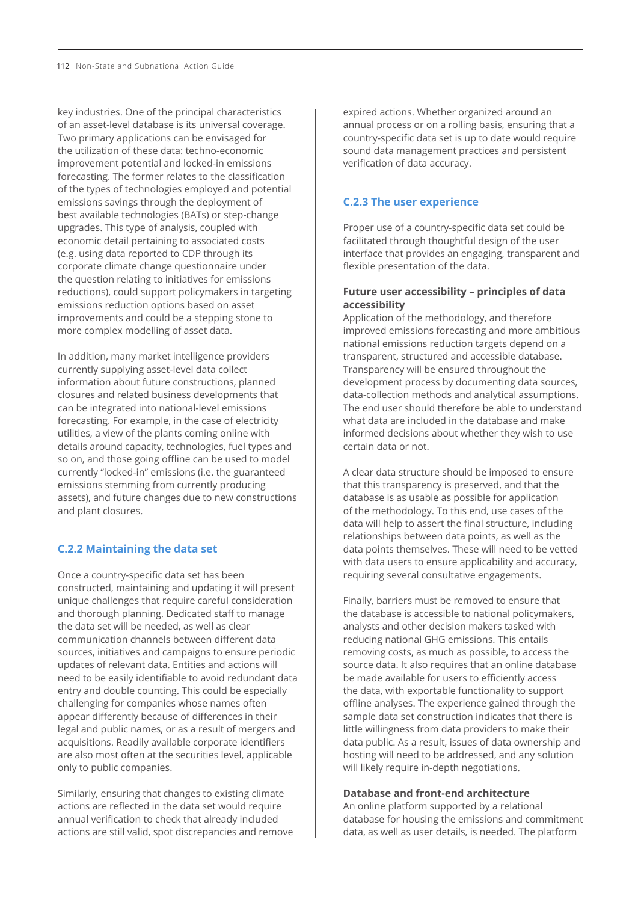key industries. One of the principal characteristics of an asset-level database is its universal coverage. Two primary applications can be envisaged for the utilization of these data: techno-economic improvement potential and locked-in emissions forecasting. The former relates to the classification of the types of technologies employed and potential emissions savings through the deployment of best available technologies (BATs) or step-change upgrades. This type of analysis, coupled with economic detail pertaining to associated costs (e.g. using data reported to CDP through its corporate climate change questionnaire under the question relating to initiatives for emissions reductions), could support policymakers in targeting emissions reduction options based on asset improvements and could be a stepping stone to more complex modelling of asset data.

In addition, many market intelligence providers currently supplying asset-level data collect information about future constructions, planned closures and related business developments that can be integrated into national-level emissions forecasting. For example, in the case of electricity utilities, a view of the plants coming online with details around capacity, technologies, fuel types and so on, and those going offline can be used to model currently "locked-in" emissions (i.e. the guaranteed emissions stemming from currently producing assets), and future changes due to new constructions and plant closures.

### C.2.2 Maintaining the data set

Once a country-specific data set has been constructed, maintaining and updating it will present unique challenges that require careful consideration and thorough planning. Dedicated staff to manage the data set will be needed, as well as clear communication channels between different data sources, initiatives and campaigns to ensure periodic updates of relevant data. Entities and actions will need to be easily identifiable to avoid redundant data entry and double counting. This could be especially challenging for companies whose names often appear differently because of differences in their legal and public names, or as a result of mergers and acquisitions. Readily available corporate identifiers are also most often at the securities level, applicable only to public companies.

Similarly, ensuring that changes to existing climate actions are reflected in the data set would require annual verification to check that already included actions are still valid, spot discrepancies and remove expired actions. Whether organized around an annual process or on a rolling basis, ensuring that a country-specific data set is up to date would require sound data management practices and persistent verification of data accuracy.

### C.2.3 The user experience

Proper use of a country-specific data set could be facilitated through thoughtful design of the user interface that provides an engaging, transparent and flexible presentation of the data.

**Future user accessibility – principles of data accessibility**

Application of the methodology, and therefore improved emissions forecasting and more ambitious national emissions reduction targets depend on a transparent, structured and accessible database. Transparency will be ensured throughout the development process by documenting data sources, data-collection methods and analytical assumptions. The end user should therefore be able to understand what data are included in the database and make informed decisions about whether they wish to use certain data or not.

A clear data structure should be imposed to ensure that this transparency is preserved, and that the database is as usable as possible for application of the methodology. To this end, use cases of the data will help to assert the final structure, including relationships between data points, as well as the data points themselves. These will need to be vetted with data users to ensure applicability and accuracy, requiring several consultative engagements.

Finally, barriers must be removed to ensure that the database is accessible to national policymakers, analysts and other decision makers tasked with reducing national GHG emissions. This entails removing costs, as much as possible, to access the source data. It also requires that an online database be made available for users to efficiently access the data, with exportable functionality to support offline analyses. The experience gained through the sample data set construction indicates that there is little willingness from data providers to make their data public. As a result, issues of data ownership and hosting will need to be addressed, and any solution will likely require in-depth negotiations.

**Database and front-end architecture**

An online platform supported by a relational database for housing the emissions and commitment data, as well as user details, is needed. The platform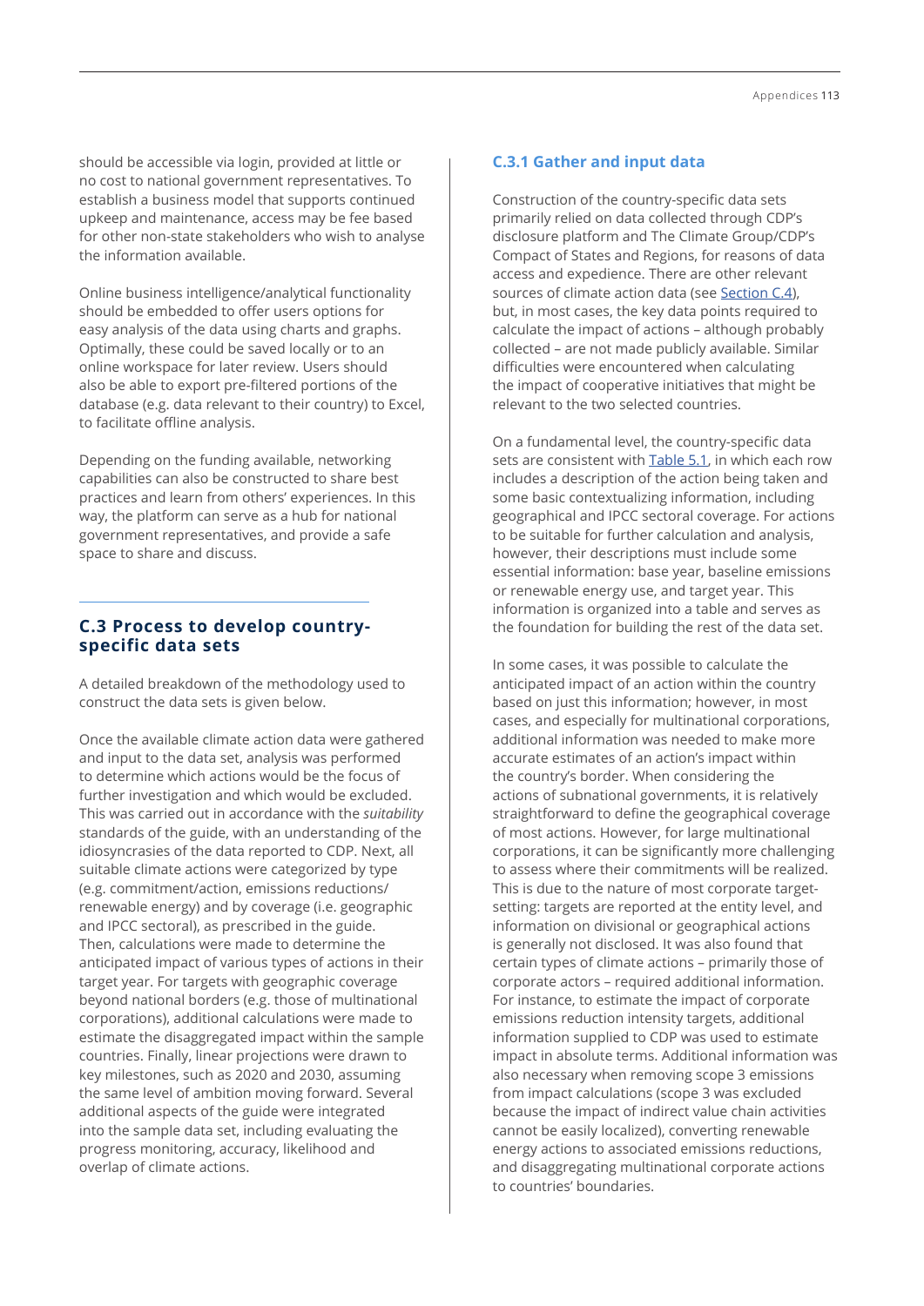should be accessible via login, provided at little or no cost to national government representatives. To establish a business model that supports continued upkeep and maintenance, access may be fee based for other non-state stakeholders who wish to analyse the information available.

Online business intelligence/analytical functionality should be embedded to offer users options for easy analysis of the data using charts and graphs. Optimally, these could be saved locally or to an online workspace for later review. Users should also be able to export pre-filtered portions of the database (e.g. data relevant to their country) to Excel, to facilitate offline analysis.

Depending on the funding available, networking capabilities can also be constructed to share best practices and learn from others' experiences. In this way, the platform can serve as a hub for national government representatives, and provide a safe space to share and discuss.

## C.3 Process to develop country-specific data sets

A detailed breakdown of the methodology used to construct the data sets is given below.

Once the available climate action data were gathered and input to the data set, analysis was performed to determine which actions would be the focus of further investigation and which would be excluded. This was carried out in accordance with the *suitability* standards of the guide, with an understanding of the idiosyncrasies of the data reported to CDP. Next, all suitable climate actions were categorized by type (e.g. commitment/action, emissions reductions/ renewable energy) and by coverage (i.e. geographic and IPCC sectoral), as prescribed in the guide. Then, calculations were made to determine the anticipated impact of various types of actions in their target year. For targets with geographic coverage beyond national borders (e.g. those of multinational corporations), additional calculations were made to estimate the disaggregated impact within the sample countries. Finally, linear projections were drawn to key milestones, such as 2020 and 2030, assuming the same level of ambition moving forward. Several additional aspects of the guide were integrated into the sample data set, including evaluating the progress monitoring, accuracy, likelihood and overlap of climate actions.

### C.3.1 Gather and input data

Construction of the country-specific data sets primarily relied on data collected through CDP's disclosure platform and The Climate Group/CDP's Compact of States and Regions, for reasons of data access and expedience. There are other relevant sources of climate action data (see Section C.4), but, in most cases, the key data points required to calculate the impact of actions – although probably collected – are not made publicly available. Similar difficulties were encountered when calculating the impact of cooperative initiatives that might be relevant to the two selected countries.

On a fundamental level, the country-specific data sets are consistent with Table 5.1, in which each row includes a description of the action being taken and some basic contextualizing information, including geographical and IPCC sectoral coverage. For actions to be suitable for further calculation and analysis, however, their descriptions must include some essential information: base year, baseline emissions or renewable energy use, and target year. This information is organized into a table and serves as the foundation for building the rest of the data set.

In some cases, it was possible to calculate the anticipated impact of an action within the country based on just this information; however, in most cases, and especially for multinational corporations, additional information was needed to make more accurate estimates of an action's impact within the country's border. When considering the actions of subnational governments, it is relatively straightforward to define the geographical coverage of most actions. However, for large multinational corporations, it can be significantly more challenging to assess where their commitments will be realized. This is due to the nature of most corporate target-setting: targets are reported at the entity level, and information on divisional or geographical actions is generally not disclosed. It was also found that certain types of climate actions – primarily those of corporate actors – required additional information. For instance, to estimate the impact of corporate emissions reduction intensity targets, additional information supplied to CDP was used to estimate impact in absolute terms. Additional information was also necessary when removing scope 3 emissions from impact calculations (scope 3 was excluded because the impact of indirect value chain activities cannot be easily localized), converting renewable energy actions to associated emissions reductions, and disaggregating multinational corporate actions to countries' boundaries.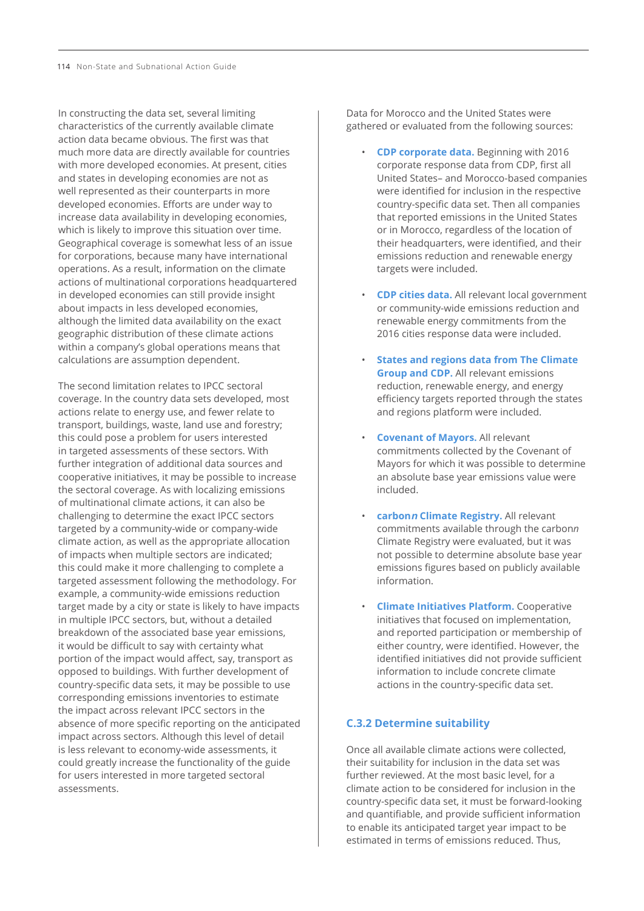In constructing the data set, several limiting characteristics of the currently available climate action data became obvious. The first was that much more data are directly available for countries with more developed economies. At present, cities and states in developing economies are not as well represented as their counterparts in more developed economies. Efforts are under way to increase data availability in developing economies, which is likely to improve this situation over time. Geographical coverage is somewhat less of an issue for corporations, because many have international operations. As a result, information on the climate actions of multinational corporations headquartered in developed economies can still provide insight about impacts in less developed economies, although the limited data availability on the exact geographic distribution of these climate actions within a company's global operations means that calculations are assumption dependent.

The second limitation relates to IPCC sectoral coverage. In the country data sets developed, most actions relate to energy use, and fewer relate to transport, buildings, waste, land use and forestry; this could pose a problem for users interested in targeted assessments of these sectors. With further integration of additional data sources and cooperative initiatives, it may be possible to increase the sectoral coverage. As with localizing emissions of multinational climate actions, it can also be challenging to determine the exact IPCC sectors targeted by a community-wide or company-wide climate action, as well as the appropriate allocation of impacts when multiple sectors are indicated; this could make it more challenging to complete a targeted assessment following the methodology. For example, a community-wide emissions reduction target made by a city or state is likely to have impacts in multiple IPCC sectors, but, without a detailed breakdown of the associated base year emissions, it would be difficult to say with certainty what portion of the impact would affect, say, transport as opposed to buildings. With further development of country-specific data sets, it may be possible to use corresponding emissions inventories to estimate the impact across relevant IPCC sectors in the absence of more specific reporting on the anticipated impact across sectors. Although this level of detail is less relevant to economy-wide assessments, it could greatly increase the functionality of the guide for users interested in more targeted sectoral assessments.

Data for Morocco and the United States were gathered or evaluated from the following sources:

- **CDP corporate data.** Beginning with 2016 corporate response data from CDP, first all United States– and Morocco-based companies were identified for inclusion in the respective country-specific data set. Then all companies that reported emissions in the United States or in Morocco, regardless of the location of their headquarters, were identified, and their emissions reduction and renewable energy targets were included.

- **CDP cities data.** All relevant local government or community-wide emissions reduction and renewable energy commitments from the 2016 cities response data were included.

- **States and regions data from The Climate Group and CDP.** All relevant emissions reduction, renewable energy, and energy efficiency targets reported through the states and regions platform were included.

- **Covenant of Mayors.** All relevant commitments collected by the Covenant of Mayors for which it was possible to determine an absolute base year emissions value were included.

- **carbon*n* Climate Registry.** All relevant commitments available through the carbon*n* Climate Registry were evaluated, but it was not possible to determine absolute base year emissions figures based on publicly available information.

- **Climate Initiatives Platform.** Cooperative initiatives that focused on implementation, and reported participation or membership of either country, were identified. However, the identified initiatives did not provide sufficient information to include concrete climate actions in the country-specific data set.

### C.3.2 Determine suitability

Once all available climate actions were collected, their suitability for inclusion in the data set was further reviewed. At the most basic level, for a climate action to be considered for inclusion in the country-specific data set, it must be forward-looking and quantifiable, and provide sufficient information to enable its anticipated target year impact to be estimated in terms of emissions reduced. Thus,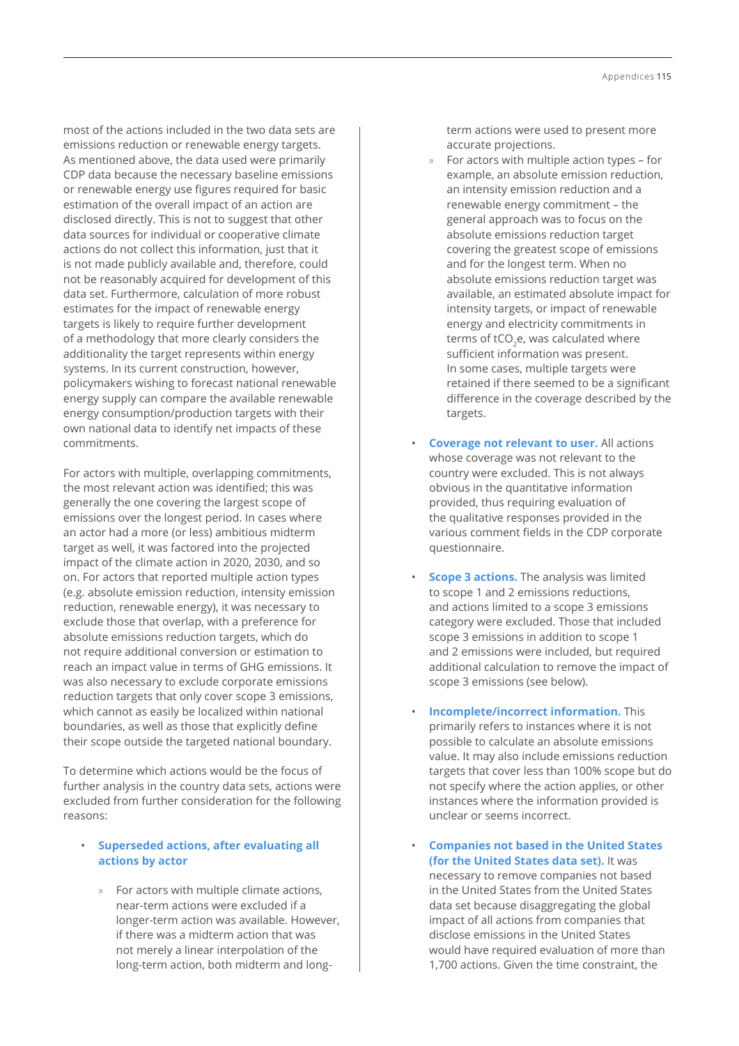most of the actions included in the two data sets are emissions reduction or renewable energy targets. As mentioned above, the data used were primarily CDP data because the necessary baseline emissions or renewable energy use figures required for basic estimation of the overall impact of an action are disclosed directly. This is not to suggest that other data sources for individual or cooperative climate actions do not collect this information, just that it is not made publicly available and, therefore, could not be reasonably acquired for development of this data set. Furthermore, calculation of more robust estimates for the impact of renewable energy targets is likely to require further development of a methodology that more clearly considers the additionality the target represents within energy systems. In its current construction, however, policymakers wishing to forecast national renewable energy supply can compare the available renewable energy consumption/production targets with their own national data to identify net impacts of these commitments.

For actors with multiple, overlapping commitments, the most relevant action was identified; this was generally the one covering the largest scope of emissions over the longest period. In cases where an actor had a more (or less) ambitious midterm target as well, it was factored into the projected impact of the climate action in 2020, 2030, and so on. For actors that reported multiple action types (e.g. absolute emission reduction, intensity emission reduction, renewable energy), it was necessary to exclude those that overlap, with a preference for absolute emissions reduction targets, which do not require additional conversion or estimation to reach an impact value in terms of GHG emissions. It was also necessary to exclude corporate emissions reduction targets that only cover scope 3 emissions, which cannot as easily be localized within national boundaries, as well as those that explicitly define their scope outside the targeted national boundary.

To determine which actions would be the focus of further analysis in the country data sets, actions were excluded from further consideration for the following reasons:

- **Superseded actions, after evaluating all actions by actor**
  - For actors with multiple climate actions, near-term actions were excluded if a longer-term action was available. However, if there was a midterm action that was not merely a linear interpolation of the long-term action, both midterm and long-term actions were used to present more accurate projections.
  - For actors with multiple action types – for example, an absolute emission reduction, an intensity emission reduction and a renewable energy commitment – the general approach was to focus on the absolute emissions reduction target covering the greatest scope of emissions and for the longest term. When no absolute emissions reduction target was available, an estimated absolute impact for intensity targets, or impact of renewable energy and electricity commitments in terms of $tCO_2e$, was calculated where sufficient information was present. In some cases, multiple targets were retained if there seemed to be a significant difference in the coverage described by the targets.

- **Coverage not relevant to user.** All actions whose coverage was not relevant to the country were excluded. This is not always obvious in the quantitative information provided, thus requiring evaluation of the qualitative responses provided in the various comment fields in the CDP corporate questionnaire.

- **Scope 3 actions.** The analysis was limited to scope 1 and 2 emissions reductions, and actions limited to a scope 3 emissions category were excluded. Those that included scope 3 emissions in addition to scope 1 and 2 emissions were included, but required additional calculation to remove the impact of scope 3 emissions (see below).

- **Incomplete/incorrect information.** This primarily refers to instances where it is not possible to calculate an absolute emissions value. It may also include emissions reduction targets that cover less than 100% scope but do not specify where the action applies, or other instances where the information provided is unclear or seems incorrect.

- **Companies not based in the United States (for the United States data set).** It was necessary to remove companies not based in the United States from the United States data set because disaggregating the global impact of all actions from companies that disclose emissions in the United States would have required evaluation of more than 1,700 actions. Given the time constraint, the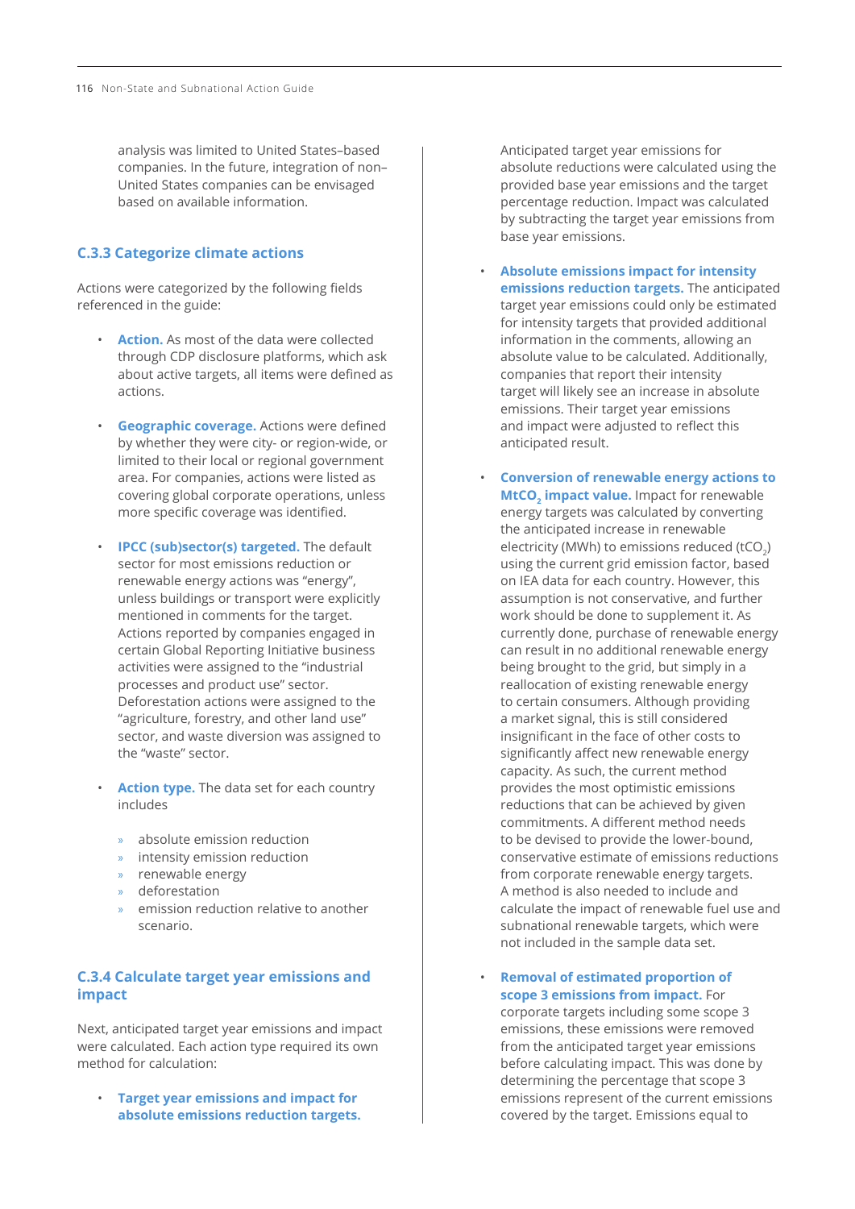analysis was limited to United States–based companies. In the future, integration of non–United States companies can be envisaged based on available information.

### C.3.3 Categorize climate actions

Actions were categorized by the following fields referenced in the guide:

- **Action.** As most of the data were collected through CDP disclosure platforms, which ask about active targets, all items were defined as actions.
- **Geographic coverage.** Actions were defined by whether they were city- or region-wide, or limited to their local or regional government area. For companies, actions were listed as covering global corporate operations, unless more specific coverage was identified.
- **IPCC (sub)sector(s) targeted.** The default sector for most emissions reduction or renewable energy actions was "energy", unless buildings or transport were explicitly mentioned in comments for the target. Actions reported by companies engaged in certain Global Reporting Initiative business activities were assigned to the "industrial processes and product use" sector. Deforestation actions were assigned to the "agriculture, forestry, and other land use" sector, and waste diversion was assigned to the "waste" sector.
- **Action type.** The data set for each country includes
    - absolute emission reduction
    - intensity emission reduction
    - renewable energy
    - deforestation
    - emission reduction relative to another scenario.

### C.3.4 Calculate target year emissions and impact

Next, anticipated target year emissions and impact were calculated. Each action type required its own method for calculation:

- **Target year emissions and impact for absolute emissions reduction targets.** Anticipated target year emissions for absolute reductions were calculated using the provided base year emissions and the target percentage reduction. Impact was calculated by subtracting the target year emissions from base year emissions.
- **Absolute emissions impact for intensity emissions reduction targets.** The anticipated target year emissions could only be estimated for intensity targets that provided additional information in the comments, allowing an absolute value to be calculated. Additionally, companies that report their intensity target will likely see an increase in absolute emissions. Their target year emissions and impact were adjusted to reflect this anticipated result.
- **Conversion of renewable energy actions to $MtCO_2$ impact value.** Impact for renewable energy targets was calculated by converting the anticipated increase in renewable electricity (MWh) to emissions reduced ($tCO_2$) using the current grid emission factor, based on IEA data for each country. However, this assumption is not conservative, and further work should be done to supplement it. As currently done, purchase of renewable energy can result in no additional renewable energy being brought to the grid, but simply in a reallocation of existing renewable energy to certain consumers. Although providing a market signal, this is still considered insignificant in the face of other costs to significantly affect new renewable energy capacity. As such, the current method provides the most optimistic emissions reductions that can be achieved by given commitments. A different method needs to be devised to provide the lower-bound, conservative estimate of emissions reductions from corporate renewable energy targets. A method is also needed to include and calculate the impact of renewable fuel use and subnational renewable targets, which were not included in the sample data set.
- **Removal of estimated proportion of scope 3 emissions from impact.** For corporate targets including some scope 3 emissions, these emissions were removed from the anticipated target year emissions before calculating impact. This was done by determining the percentage that scope 3 emissions represent of the current emissions covered by the target. Emissions equal to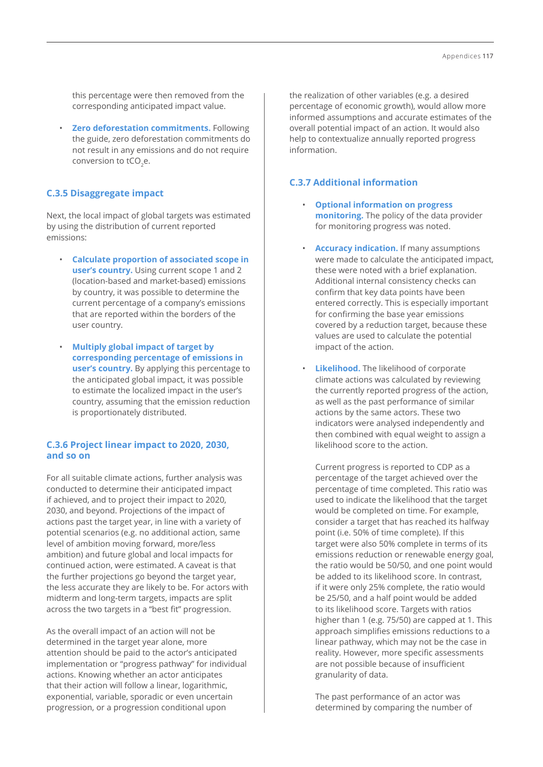this percentage were then removed from the corresponding anticipated impact value.

- **Zero deforestation commitments.** Following the guide, zero deforestation commitments do not result in any emissions and do not require conversion to $tCO_2e$.

### C.3.5 Disaggregate impact

Next, the local impact of global targets was estimated by using the distribution of current reported emissions:

- **Calculate proportion of associated scope in user's country.** Using current scope 1 and 2 (location-based and market-based) emissions by country, it was possible to determine the current percentage of a company's emissions that are reported within the borders of the user country.

- **Multiply global impact of target by corresponding percentage of emissions in user's country.** By applying this percentage to the anticipated global impact, it was possible to estimate the localized impact in the user's country, assuming that the emission reduction is proportionately distributed.

### C.3.6 Project linear impact to 2020, 2030, and so on

For all suitable climate actions, further analysis was conducted to determine their anticipated impact if achieved, and to project their impact to 2020, 2030, and beyond. Projections of the impact of actions past the target year, in line with a variety of potential scenarios (e.g. no additional action, same level of ambition moving forward, more/less ambition) and future global and local impacts for continued action, were estimated. A caveat is that the further projections go beyond the target year, the less accurate they are likely to be. For actors with midterm and long-term targets, impacts are split across the two targets in a "best fit" progression.

As the overall impact of an action will not be determined in the target year alone, more attention should be paid to the actor's anticipated implementation or "progress pathway" for individual actions. Knowing whether an actor anticipates that their action will follow a linear, logarithmic, exponential, variable, sporadic or even uncertain progression, or a progression conditional upon the realization of other variables (e.g. a desired percentage of economic growth), would allow more informed assumptions and accurate estimates of the overall potential impact of an action. It would also help to contextualize annually reported progress information.

### C.3.7 Additional information

- **Optional information on progress monitoring.** The policy of the data provider for monitoring progress was noted.

- **Accuracy indication.** If many assumptions were made to calculate the anticipated impact, these were noted with a brief explanation. Additional internal consistency checks can confirm that key data points have been entered correctly. This is especially important for confirming the base year emissions covered by a reduction target, because these values are used to calculate the potential impact of the action.

- **Likelihood.** The likelihood of corporate climate actions was calculated by reviewing the currently reported progress of the action, as well as the past performance of similar actions by the same actors. These two indicators were analysed independently and then combined with equal weight to assign a likelihood score to the action.

  Current progress is reported to CDP as a percentage of the target achieved over the percentage of time completed. This ratio was used to indicate the likelihood that the target would be completed on time. For example, consider a target that has reached its halfway point (i.e. 50% of time complete). If this target were also 50% complete in terms of its emissions reduction or renewable energy goal, the ratio would be 50/50, and one point would be added to its likelihood score. In contrast, if it were only 25% complete, the ratio would be 25/50, and a half point would be added to its likelihood score. Targets with ratios higher than 1 (e.g. 75/50) are capped at 1. This approach simplifies emissions reductions to a linear pathway, which may not be the case in reality. However, more specific assessments are not possible because of insufficient granularity of data.

  The past performance of an actor was determined by comparing the number of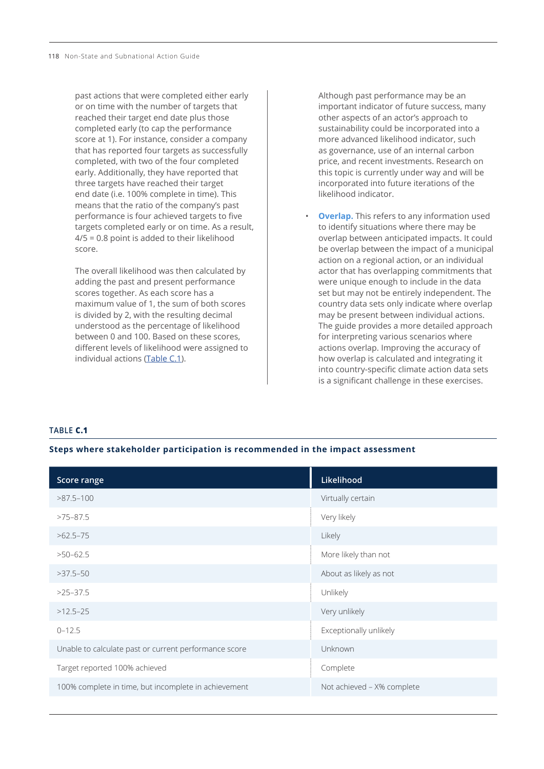past actions that were completed either early or on time with the number of targets that reached their target end date plus those completed early (to cap the performance score at 1). For instance, consider a company that has reported four targets as successfully completed, with two of the four completed early. Additionally, they have reported that three targets have reached their target end date (i.e. 100% complete in time). This means that the ratio of the company's past performance is four achieved targets to five targets completed early or on time. As a result, 4/5 = 0.8 point is added to their likelihood score.

The overall likelihood was then calculated by adding the past and present performance scores together. As each score has a maximum value of 1, the sum of both scores is divided by 2, with the resulting decimal understood as the percentage of likelihood between 0 and 100. Based on these scores, different levels of likelihood were assigned to individual actions (Table C.1).

Although past performance may be an important indicator of future success, many other aspects of an actor's approach to sustainability could be incorporated into a more advanced likelihood indicator, such as governance, use of an internal carbon price, and recent investments. Research on this topic is currently under way and will be incorporated into future iterations of the likelihood indicator.

- **Overlap.** This refers to any information used to identify situations where there may be overlap between anticipated impacts. It could be overlap between the impact of a municipal action on a regional action, or an individual actor that has overlapping commitments that were unique enough to include in the data set but may not be entirely independent. The country data sets only indicate where overlap may be present between individual actions. The guide provides a more detailed approach for interpreting various scenarios where actions overlap. Improving the accuracy of how overlap is calculated and integrating it into country-specific climate action data sets is a significant challenge in these exercises.

**TABLE C.1**

**Steps where stakeholder participation is recommended in the impact assessment**

| Score range | Likelihood |
| --- | --- |
| >87.5–100 | Virtually certain |
| >75–87.5 | Very likely |
| >62.5–75 | Likely |
| >50–62.5 | More likely than not |
| >37.5–50 | About as likely as not |
| >25–37.5 | Unlikely |
| >12.5–25 | Very unlikely |
| 0–12.5 | Exceptionally unlikely |
| Unable to calculate past or current performance score | Unknown |
| Target reported 100% achieved | Complete |
| 100% complete in time, but incomplete in achievement | Not achieved – X% complete |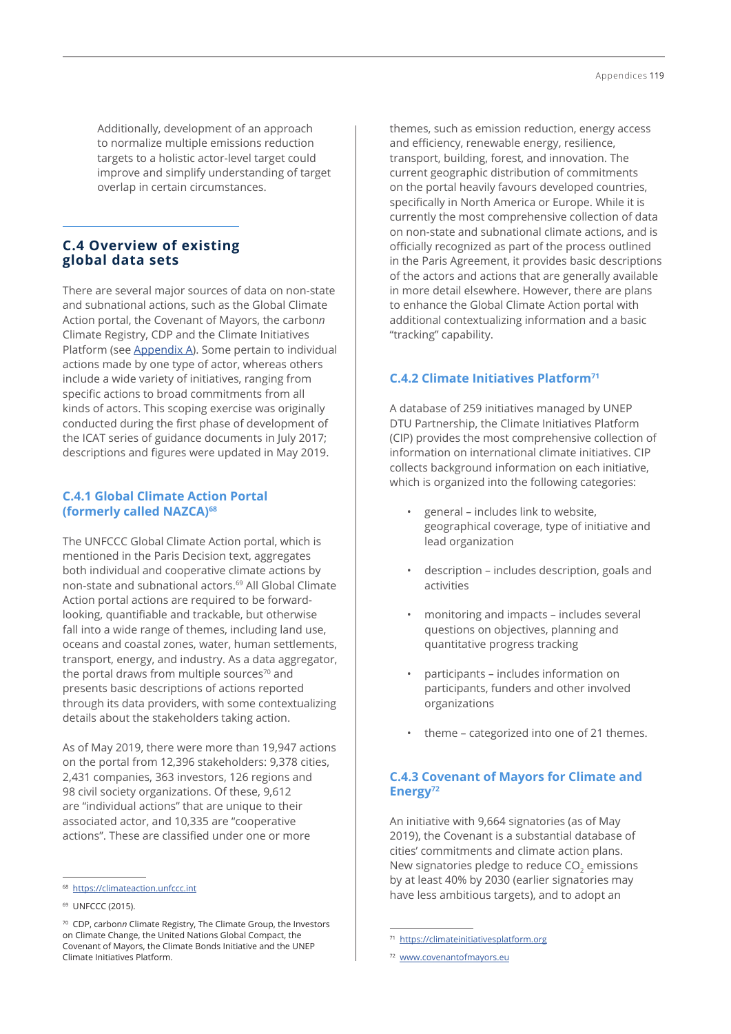Additionally, development of an approach to normalize multiple emissions reduction targets to a holistic actor-level target could improve and simplify understanding of target overlap in certain circumstances.

## C.4 Overview of existing global data sets

There are several major sources of data on non-state and subnational actions, such as the Global Climate Action portal, the Covenant of Mayors, the carbon*n* Climate Registry, CDP and the Climate Initiatives Platform (see Appendix A). Some pertain to individual actions made by one type of actor, whereas others include a wide variety of initiatives, ranging from specific actions to broad commitments from all kinds of actors. This scoping exercise was originally conducted during the first phase of development of the ICAT series of guidance documents in July 2017; descriptions and figures were updated in May 2019.

### C.4.1 Global Climate Action Portal (formerly called NAZCA)[68]

The UNFCCC Global Climate Action portal, which is mentioned in the Paris Decision text, aggregates both individual and cooperative climate actions by non-state and subnational actors.[69] All Global Climate Action portal actions are required to be forward-looking, quantifiable and trackable, but otherwise fall into a wide range of themes, including land use, oceans and coastal zones, water, human settlements, transport, energy, and industry. As a data aggregator, the portal draws from multiple sources[70] and presents basic descriptions of actions reported through its data providers, with some contextualizing details about the stakeholders taking action.

As of May 2019, there were more than 19,947 actions on the portal from 12,396 stakeholders: 9,378 cities, 2,431 companies, 363 investors, 126 regions and 98 civil society organizations. Of these, 9,612 are "individual actions" that are unique to their associated actor, and 10,335 are "cooperative actions". These are classified under one or more themes, such as emission reduction, energy access and efficiency, renewable energy, resilience, transport, building, forest, and innovation. The current geographic distribution of commitments on the portal heavily favours developed countries, specifically in North America or Europe. While it is currently the most comprehensive collection of data on non-state and subnational climate actions, and is officially recognized as part of the process outlined in the Paris Agreement, it provides basic descriptions of the actors and actions that are generally available in more detail elsewhere. However, there are plans to enhance the Global Climate Action portal with additional contextualizing information and a basic "tracking" capability.

### C.4.2 Climate Initiatives Platform[71]

A database of 259 initiatives managed by UNEP DTU Partnership, the Climate Initiatives Platform (CIP) provides the most comprehensive collection of information on international climate initiatives. CIP collects background information on each initiative, which is organized into the following categories:

- general – includes link to website, geographical coverage, type of initiative and lead organization
- description – includes description, goals and activities
- monitoring and impacts – includes several questions on objectives, planning and quantitative progress tracking
- participants – includes information on participants, funders and other involved organizations
- theme – categorized into one of 21 themes.

### C.4.3 Covenant of Mayors for Climate and Energy[72]

An initiative with 9,664 signatories (as of May 2019), the Covenant is a substantial database of cities' commitments and climate action plans. New signatories pledge to reduce $CO_2$ emissions by at least 40% by 2030 (earlier signatories may have less ambitious targets), and to adopt an

---

[68] https://climateaction.unfccc.int

[69] UNFCCC (2015).

[70] CDP, carbon*n* Climate Registry, The Climate Group, the Investors on Climate Change, the United Nations Global Compact, the Covenant of Mayors, the Climate Bonds Initiative and the UNEP Climate Initiatives Platform.

[71] https://climateinitiativesplatform.org

[72] www.covenantofmayors.eu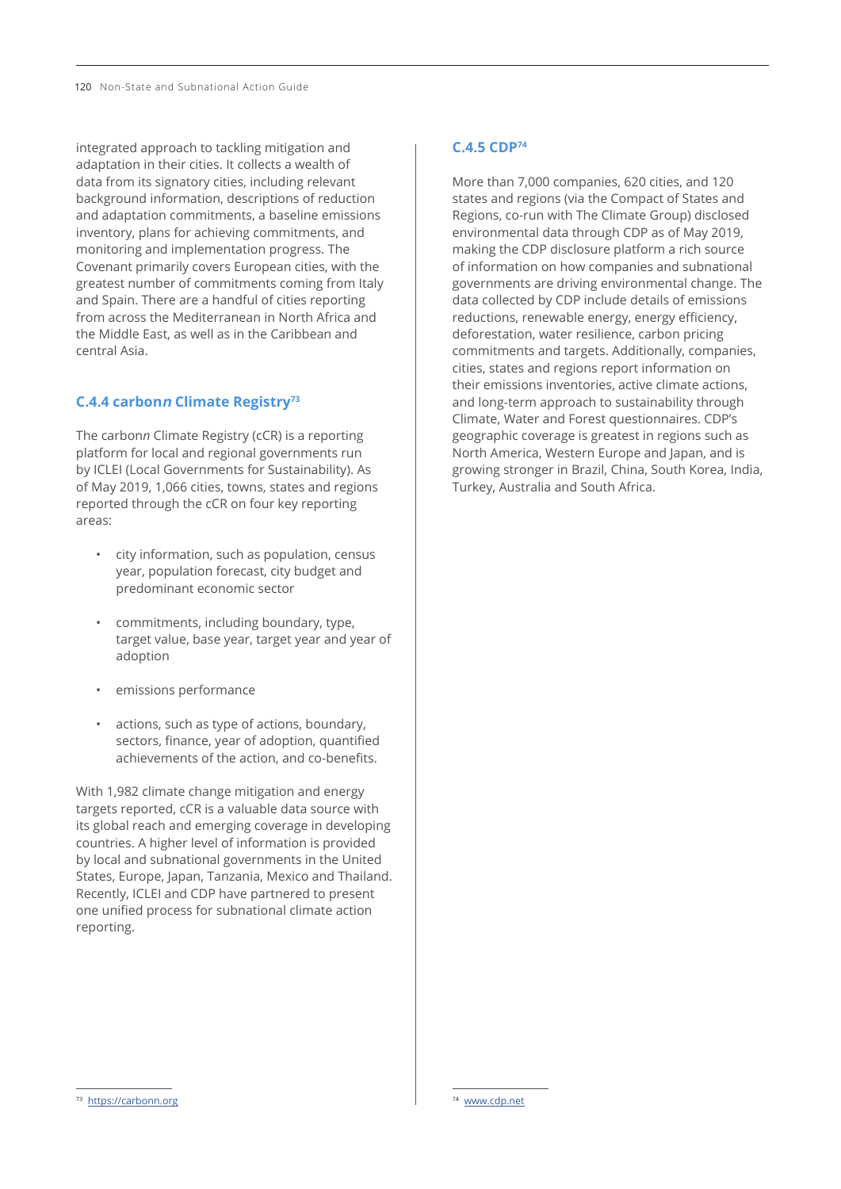integrated approach to tackling mitigation and adaptation in their cities. It collects a wealth of data from its signatory cities, including relevant background information, descriptions of reduction and adaptation commitments, a baseline emissions inventory, plans for achieving commitments, and monitoring and implementation progress. The Covenant primarily covers European cities, with the greatest number of commitments coming from Italy and Spain. There are a handful of cities reporting from across the Mediterranean in North Africa and the Middle East, as well as in the Caribbean and central Asia.

### C.4.4 carbon*n* Climate Registry[73]

The carbon*n* Climate Registry (cCR) is a reporting platform for local and regional governments run by ICLEI (Local Governments for Sustainability). As of May 2019, 1,066 cities, towns, states and regions reported through the cCR on four key reporting areas:

- city information, such as population, census year, population forecast, city budget and predominant economic sector
- commitments, including boundary, type, target value, base year, target year and year of adoption
- emissions performance
- actions, such as type of actions, boundary, sectors, finance, year of adoption, quantified achievements of the action, and co-benefits.

With 1,982 climate change mitigation and energy targets reported, cCR is a valuable data source with its global reach and emerging coverage in developing countries. A higher level of information is provided by local and subnational governments in the United States, Europe, Japan, Tanzania, Mexico and Thailand. Recently, ICLEI and CDP have partnered to present one unified process for subnational climate action reporting.

### C.4.5 CDP[74]

More than 7,000 companies, 620 cities, and 120 states and regions (via the Compact of States and Regions, co-run with The Climate Group) disclosed environmental data through CDP as of May 2019, making the CDP disclosure platform a rich source of information on how companies and subnational governments are driving environmental change. The data collected by CDP include details of emissions reductions, renewable energy, energy efficiency, deforestation, water resilience, carbon pricing commitments and targets. Additionally, companies, cities, states and regions report information on their emissions inventories, active climate actions, and long-term approach to sustainability through Climate, Water and Forest questionnaires. CDP's geographic coverage is greatest in regions such as North America, Western Europe and Japan, and is growing stronger in Brazil, China, South Korea, India, Turkey, Australia and South Africa.

---

[73] https://carbonn.org

[74] www.cdp.net